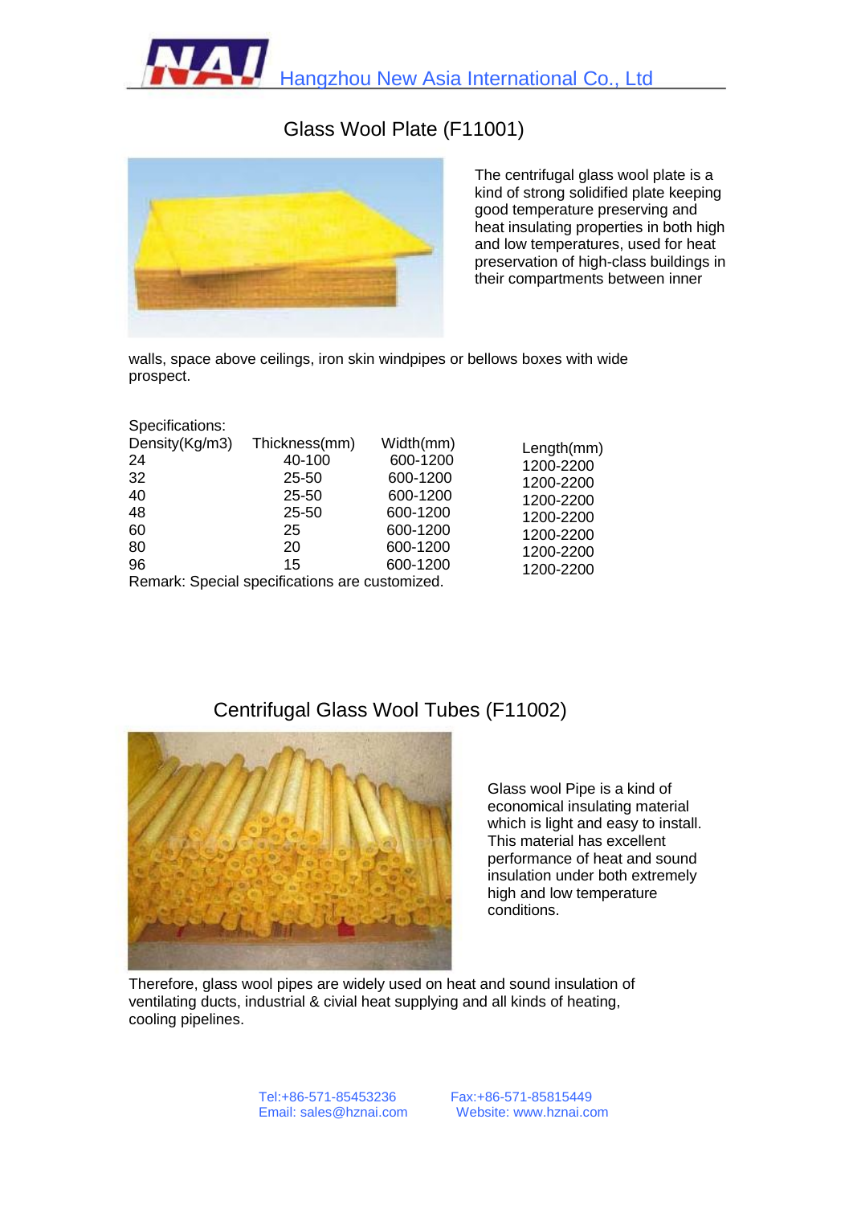Hangzhou New Asia International Co., Ltd

# Glass Wool Plate (F11001)

The centrifugal glass wool plate is a kind of strong solidified plate keeping good temperature preserving and heat insulating properties in both high and low temperatures, used for heat preservation of high-class buildings in their compartments between inner walls, space above ceilings, iron skin windpipes or bellows boxes with wide prospect.

Specifications:

| Density(Kg/m3) | Thickness(mm) | Width(mm) | Length(mm) |
|---|---|---|---|
| 24 | 40-100 | 600-1200 | 1200-2200 |
| 32 | 25-50 | 600-1200 | 1200-2200 |
| 40 | 25-50 | 600-1200 | 1200-2200 |
| 48 | 25-50 | 600-1200 | 1200-2200 |
| 60 | 25 | 600-1200 | 1200-2200 |
| 80 | 20 | 600-1200 | 1200-2200 |
| 96 | 15 | 600-1200 | 1200-2200 |

Remark: Special specifications are customized.

# Centrifugal Glass Wool Tubes (F11002)

Glass wool Pipe is a kind of economical insulating material which is light and easy to install. This material has excellent performance of heat and sound insulation under both extremely high and low temperature conditions.

Therefore, glass wool pipes are widely used on heat and sound insulation of ventilating ducts, industrial & civial heat supplying and all kinds of heating, cooling pipelines.

Tel:+86-571-85453236 Fax:+86-571-85815449
Email: sales@hznai.com Website: www.hznai.com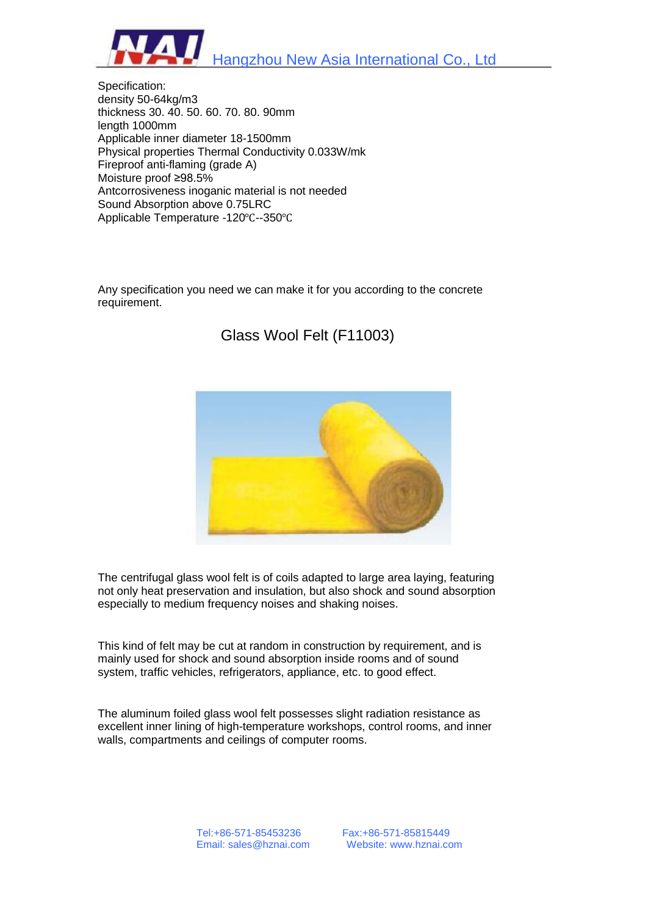Specification:
density 50-64kg/m3
thickness 30. 40. 50. 60. 70. 80. 90mm
length 1000mm
Applicable inner diameter 18-1500mm
Physical properties Thermal Conductivity 0.033W/mk
Fireproof anti-flaming (grade A)
Moisture proof ≥98.5%
Antcorrosiveness inoganic material is not needed
Sound Absorption above 0.75LRC
Applicable Temperature -120℃--350℃

Any specification you need we can make it for you according to the concrete requirement.

## Glass Wool Felt (F11003)

The centrifugal glass wool felt is of coils adapted to large area laying, featuring not only heat preservation and insulation, but also shock and sound absorption especially to medium frequency noises and shaking noises.

This kind of felt may be cut at random in construction by requirement, and is mainly used for shock and sound absorption inside rooms and of sound system, traffic vehicles, refrigerators, appliance, etc. to good effect.

The aluminum foiled glass wool felt possesses slight radiation resistance as excellent inner lining of high-temperature workshops, control rooms, and inner walls, compartments and ceilings of computer rooms.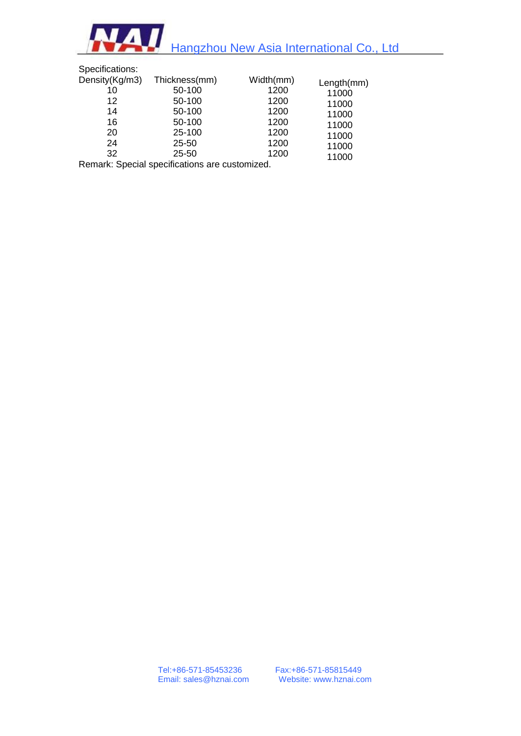Specifications:

| Density(Kg/m3) | Thickness(mm) | Width(mm) | Length(mm) |
|---|---|---|---|
| 10 | 50-100 | 1200 | 11000 |
| 12 | 50-100 | 1200 | 11000 |
| 14 | 50-100 | 1200 | 11000 |
| 16 | 50-100 | 1200 | 11000 |
| 20 | 25-100 | 1200 | 11000 |
| 24 | 25-50 | 1200 | 11000 |
| 32 | 25-50 | 1200 | 11000 |

Remark: Special specifications are customized.